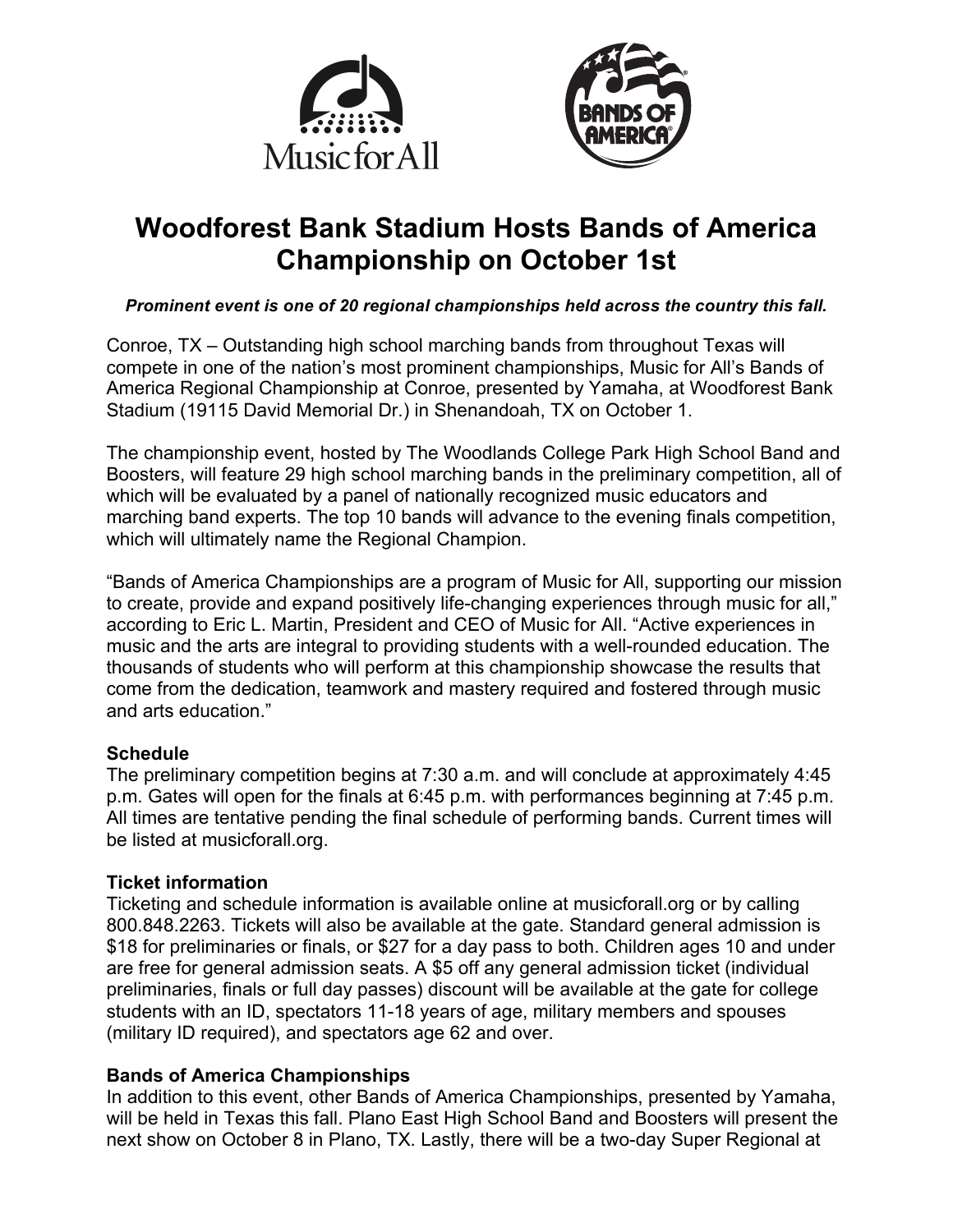Music for All

BANDS OF AMERICA

# Woodforest Bank Stadium Hosts Bands of America Championship on October 1st

***Prominent event is one of 20 regional championships held across the country this fall.***

Conroe, TX – Outstanding high school marching bands from throughout Texas will compete in one of the nation's most prominent championships, Music for All's Bands of America Regional Championship at Conroe, presented by Yamaha, at Woodforest Bank Stadium (19115 David Memorial Dr.) in Shenandoah, TX on October 1.

The championship event, hosted by The Woodlands College Park High School Band and Boosters, will feature 29 high school marching bands in the preliminary competition, all of which will be evaluated by a panel of nationally recognized music educators and marching band experts. The top 10 bands will advance to the evening finals competition, which will ultimately name the Regional Champion.

"Bands of America Championships are a program of Music for All, supporting our mission to create, provide and expand positively life-changing experiences through music for all," according to Eric L. Martin, President and CEO of Music for All. "Active experiences in music and the arts are integral to providing students with a well-rounded education. The thousands of students who will perform at this championship showcase the results that come from the dedication, teamwork and mastery required and fostered through music and arts education."

**Schedule**
The preliminary competition begins at 7:30 a.m. and will conclude at approximately 4:45 p.m. Gates will open for the finals at 6:45 p.m. with performances beginning at 7:45 p.m. All times are tentative pending the final schedule of performing bands. Current times will be listed at musicforall.org.

**Ticket information**
Ticketing and schedule information is available online at musicforall.org or by calling 800.848.2263. Tickets will also be available at the gate. Standard general admission is $18 for preliminaries or finals, or $27 for a day pass to both. Children ages 10 and under are free for general admission seats. A $5 off any general admission ticket (individual preliminaries, finals or full day passes) discount will be available at the gate for college students with an ID, spectators 11-18 years of age, military members and spouses (military ID required), and spectators age 62 and over.

**Bands of America Championships**
In addition to this event, other Bands of America Championships, presented by Yamaha, will be held in Texas this fall. Plano East High School Band and Boosters will present the next show on October 8 in Plano, TX. Lastly, there will be a two-day Super Regional at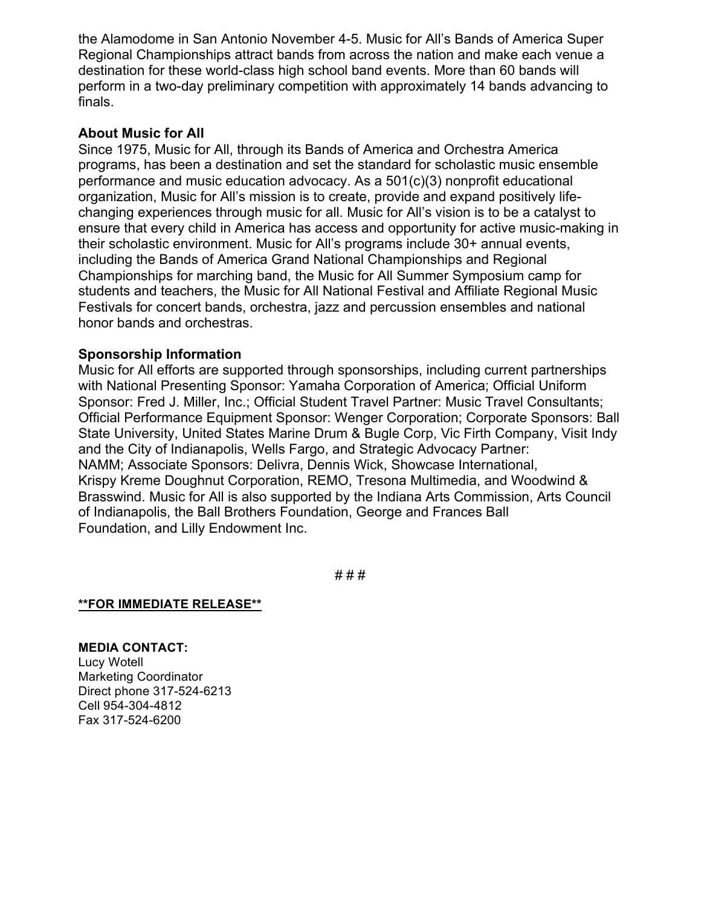the Alamodome in San Antonio November 4-5. Music for All's Bands of America Super Regional Championships attract bands from across the nation and make each venue a destination for these world-class high school band events. More than 60 bands will perform in a two-day preliminary competition with approximately 14 bands advancing to finals.

**About Music for All**

Since 1975, Music for All, through its Bands of America and Orchestra America programs, has been a destination and set the standard for scholastic music ensemble performance and music education advocacy. As a 501(c)(3) nonprofit educational organization, Music for All's mission is to create, provide and expand positively life-changing experiences through music for all. Music for All's vision is to be a catalyst to ensure that every child in America has access and opportunity for active music-making in their scholastic environment. Music for All's programs include 30+ annual events, including the Bands of America Grand National Championships and Regional Championships for marching band, the Music for All Summer Symposium camp for students and teachers, the Music for All National Festival and Affiliate Regional Music Festivals for concert bands, orchestra, jazz and percussion ensembles and national honor bands and orchestras.

**Sponsorship Information**

Music for All efforts are supported through sponsorships, including current partnerships with National Presenting Sponsor: Yamaha Corporation of America; Official Uniform Sponsor: Fred J. Miller, Inc.; Official Student Travel Partner: Music Travel Consultants; Official Performance Equipment Sponsor: Wenger Corporation; Corporate Sponsors: Ball State University, United States Marine Drum & Bugle Corp, Vic Firth Company, Visit Indy and the City of Indianapolis, Wells Fargo, and Strategic Advocacy Partner: NAMM; Associate Sponsors: Delivra, Dennis Wick, Showcase International, Krispy Kreme Doughnut Corporation, REMO, Tresona Multimedia, and Woodwind & Brasswind. Music for All is also supported by the Indiana Arts Commission, Arts Council of Indianapolis, the Ball Brothers Foundation, George and Frances Ball Foundation, and Lilly Endowment Inc.

# # #

**<u>**FOR IMMEDIATE RELEASE**</u>**

**MEDIA CONTACT:**

Lucy Wotell  
Marketing Coordinator  
Direct phone 317-524-6213  
Cell 954-304-4812  
Fax 317-524-6200